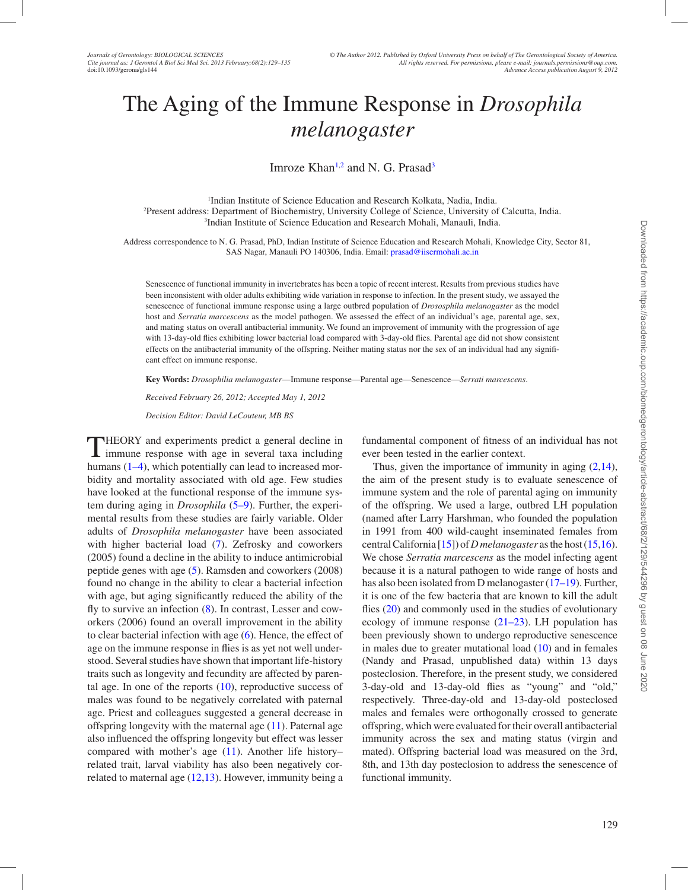# The Aging of the Immune Response in *Drosophila melanogaster*

Imroze Khan[1,2] and N. G. Prasad[3]

[1]Indian Institute of Science Education and Research Kolkata, Nadia, India.
[2]Present address: Department of Biochemistry, University College of Science, University of Calcutta, India.
[3]Indian Institute of Science Education and Research Mohali, Manauli, India.

Address correspondence to N. G. Prasad, PhD, Indian Institute of Science Education and Research Mohali, Knowledge City, Sector 81, SAS Nagar, Manauli PO 140306, India. Email: prasad@iisermohali.ac.in

Senescence of functional immunity in invertebrates has been a topic of recent interest. Results from previous studies have been inconsistent with older adults exhibiting wide variation in response to infection. In the present study, we assayed the senescence of functional immune response using a large outbred population of *Drososphila melanogaster* as the model host and *Serratia marcescens* as the model pathogen. We assessed the effect of an individual's age, parental age, sex, and mating status on overall antibacterial immunity. We found an improvement of immunity with the progression of age with 13-day-old flies exhibiting lower bacterial load compared with 3-day-old flies. Parental age did not show consistent effects on the antibacterial immunity of the offspring. Neither mating status nor the sex of an individual had any significant effect on immune response.

**Key Words:** *Drosophilia melanogaster*—Immune response—Parental age—Senescence—*Serrati marcescens*.

*Received February 26, 2012; Accepted May 1, 2012*

*Decision Editor: David LeCouteur, MB BS*

THEORY and experiments predict a general decline in immune response with age in several taxa including humans (1–4), which potentially can lead to increased morbidity and mortality associated with old age. Few studies have looked at the functional response of the immune system during aging in *Drosophila* (5–9). Further, the experimental results from these studies are fairly variable. Older adults of *Drosophila melanogaster* have been associated with higher bacterial load (7). Zefrosky and coworkers (2005) found a decline in the ability to induce antimicrobial peptide genes with age (5). Ramsden and coworkers (2008) found no change in the ability to clear a bacterial infection with age, but aging significantly reduced the ability of the fly to survive an infection (8). In contrast, Lesser and coworkers (2006) found an overall improvement in the ability to clear bacterial infection with age (6). Hence, the effect of age on the immune response in flies is as yet not well understood. Several studies have shown that important life-history traits such as longevity and fecundity are affected by parental age. In one of the reports (10), reproductive success of males was found to be negatively correlated with paternal age. Priest and colleagues suggested a general decrease in offspring longevity with the maternal age (11). Paternal age also influenced the offspring longevity but effect was lesser compared with mother's age (11). Another life history–related trait, larval viability has also been negatively correlated to maternal age (12,13). However, immunity being a fundamental component of fitness of an individual has not ever been tested in the earlier context.

Thus, given the importance of immunity in aging (2,14), the aim of the present study is to evaluate senescence of immune system and the role of parental aging on immunity of the offspring. We used a large, outbred LH population (named after Larry Harshman, who founded the population in 1991 from 400 wild-caught inseminated females from central California [15]) of *D melanogaster* as the host (15,16). We chose *Serratia marcescens* as the model infecting agent because it is a natural pathogen to wide range of hosts and has also been isolated from D melanogaster (17–19). Further, it is one of the few bacteria that are known to kill the adult flies (20) and commonly used in the studies of evolutionary ecology of immune response (21–23). LH population has been previously shown to undergo reproductive senescence in males due to greater mutational load (10) and in females (Nandy and Prasad, unpublished data) within 13 days posteclosion. Therefore, in the present study, we considered 3-day-old and 13-day-old flies as "young" and "old," respectively. Three-day-old and 13-day-old posteclosed males and females were orthogonally crossed to generate offspring, which were evaluated for their overall antibacterial immunity across the sex and mating status (virgin and mated). Offspring bacterial load was measured on the 3rd, 8th, and 13th day posteclosion to address the senescence of functional immunity.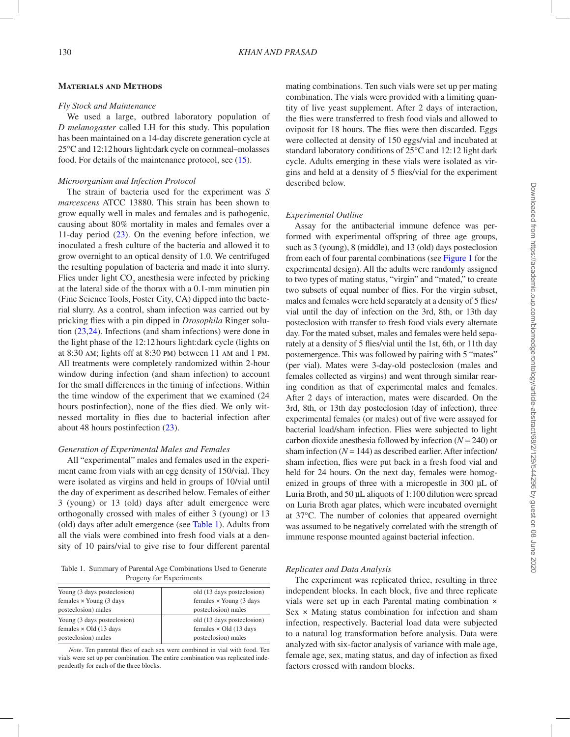## Materials and Methods

### *Fly Stock and Maintenance*

We used a large, outbred laboratory population of *D melanogaster* called LH for this study. This population has been maintained on a 14-day discrete generation cycle at 25°C and 12:12 hours light:dark cycle on cornmeal–molasses food. For details of the maintenance protocol, see (15).

### *Microorganism and Infection Protocol*

The strain of bacteria used for the experiment was *S marcescens* ATCC 13880. This strain has been shown to grow equally well in males and females and is pathogenic, causing about 80% mortality in males and females over a 11-day period (23). On the evening before infection, we inoculated a fresh culture of the bacteria and allowed it to grow overnight to an optical density of 1.0. We centrifuged the resulting population of bacteria and made it into slurry. Flies under light $CO_2$ anesthesia were infected by pricking at the lateral side of the thorax with a 0.1-mm minutien pin (Fine Science Tools, Foster City, CA) dipped into the bacterial slurry. As a control, sham infection was carried out by pricking flies with a pin dipped in *Drosophila* Ringer solution (23,24). Infections (and sham infections) were done in the light phase of the 12:12 hours light:dark cycle (lights on at 8:30 AM; lights off at 8:30 PM) between 11 AM and 1 PM. All treatments were completely randomized within 2-hour window during infection (and sham infection) to account for the small differences in the timing of infections. Within the time window of the experiment that we examined (24 hours postinfection), none of the flies died. We only witnessed mortality in flies due to bacterial infection after about 48 hours postinfection (23).

### *Generation of Experimental Males and Females*

All "experimental" males and females used in the experiment came from vials with an egg density of 150/vial. They were isolated as virgins and held in groups of 10/vial until the day of experiment as described below. Females of either 3 (young) or 13 (old) days after adult emergence were orthogonally crossed with males of either 3 (young) or 13 (old) days after adult emergence (see Table 1). Adults from all the vials were combined into fresh food vials at a density of 10 pairs/vial to give rise to four different parental mating combinations. Ten such vials were set up per mating combination. The vials were provided with a limiting quantity of live yeast supplement. After 2 days of interaction, the flies were transferred to fresh food vials and allowed to oviposit for 18 hours. The flies were then discarded. Eggs were collected at density of 150 eggs/vial and incubated at standard laboratory conditions of 25°C and 12:12 light dark cycle. Adults emerging in these vials were isolated as virgins and held at a density of 5 flies/vial for the experiment described below.

Table 1. Summary of Parental Age Combinations Used to Generate Progeny for Experiments

| | |
|---|---|
| Young (3 days posteclosion) females × Young (3 days posteclosion) males | old (13 days posteclosion) females × Young (3 days posteclosion) males |
| Young (3 days posteclosion) females × Old (13 days posteclosion) males | old (13 days posteclosion) females × Old (13 days posteclosion) males |

*Note*. Ten parental flies of each sex were combined in vial with food. Ten vials were set up per combination. The entire combination was replicated independently for each of the three blocks.

### *Experimental Outline*

Assay for the antibacterial immune defence was performed with experimental offspring of three age groups, such as 3 (young), 8 (middle), and 13 (old) days posteclosion from each of four parental combinations (see Figure 1 for the experimental design). All the adults were randomly assigned to two types of mating status, "virgin" and "mated," to create two subsets of equal number of flies. For the virgin subset, males and females were held separately at a density of 5 flies/vial until the day of infection on the 3rd, 8th, or 13th day posteclosion with transfer to fresh food vials every alternate day. For the mated subset, males and females were held separately at a density of 5 flies/vial until the 1st, 6th, or 11th day postemergence. This was followed by pairing with 5 "mates" (per vial). Mates were 3-day-old posteclosion (males and females collected as virgins) and went through similar rearing condition as that of experimental males and females. After 2 days of interaction, mates were discarded. On the 3rd, 8th, or 13th day posteclosion (day of infection), three experimental females (or males) out of five were assayed for bacterial load/sham infection. Flies were subjected to light carbon dioxide anesthesia followed by infection ($N = 240$) or sham infection ($N = 144$) as described earlier. After infection/sham infection, flies were put back in a fresh food vial and held for 24 hours. On the next day, females were homogenized in groups of three with a micropestle in 300 µL of Luria Broth, and 50 µL aliquots of 1:100 dilution were spread on Luria Broth agar plates, which were incubated overnight at 37°C. The number of colonies that appeared overnight was assumed to be negatively correlated with the strength of immune response mounted against bacterial infection.

### *Replicates and Data Analysis*

The experiment was replicated thrice, resulting in three independent blocks. In each block, five and three replicate vials were set up in each Parental mating combination × Sex × Mating status combination for infection and sham infection, respectively. Bacterial load data were subjected to a natural log transformation before analysis. Data were analyzed with six-factor analysis of variance with male age, female age, sex, mating status, and day of infection as fixed factors crossed with random blocks.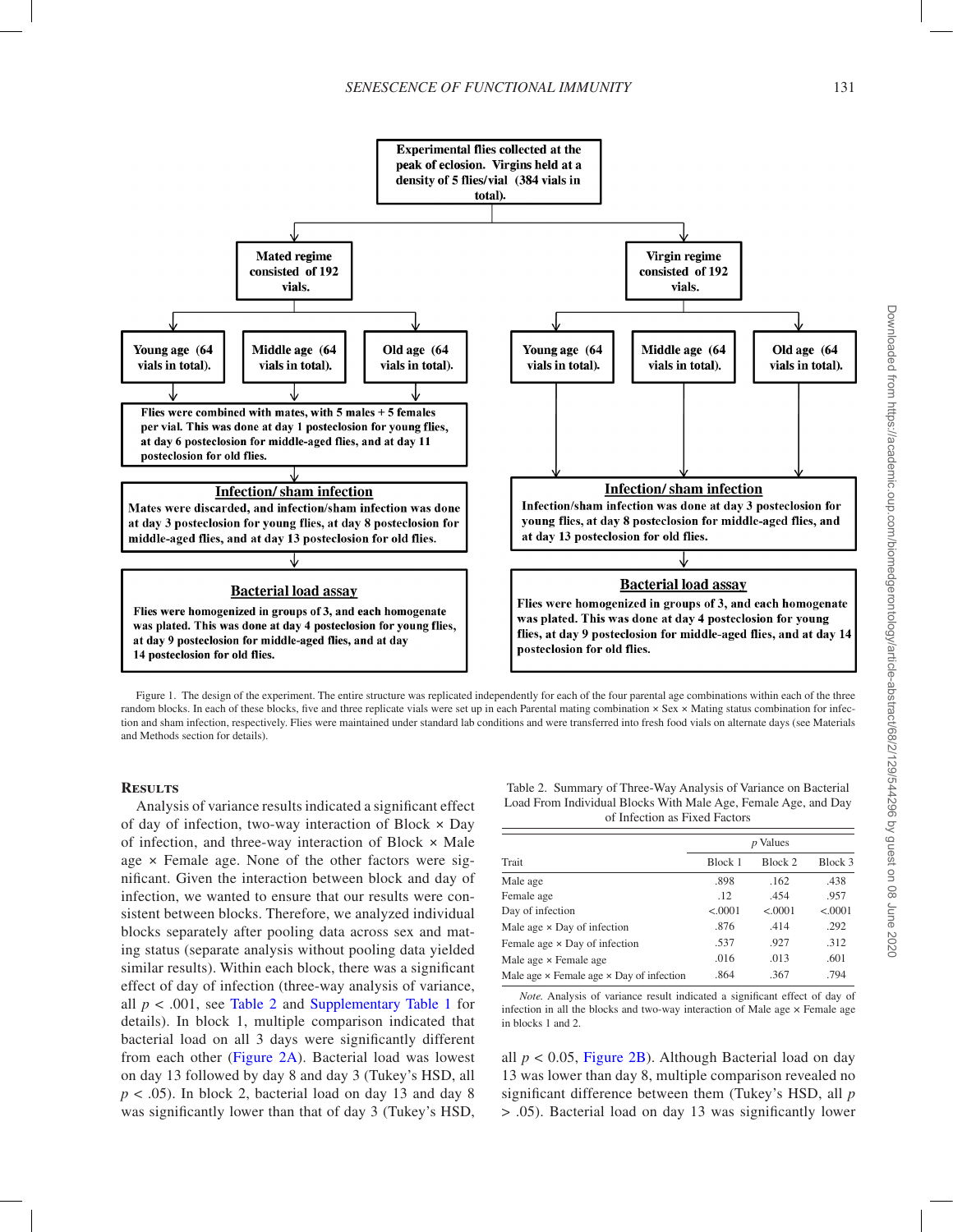**Experimental flies collected at the peak of eclosion. Virgins held at a density of 5 flies/vial (384 vials in total).**

**Mated regime consisted of 192 vials.**

- **Young age (64 vials in total).**
- **Middle age (64 vials in total).**
- **Old age (64 vials in total).**

**Flies were combined with mates, with 5 males + 5 females per vial. This was done at day 1 posteclosion for young flies, at day 6 posteclosion for middle-aged flies, and at day 11 posteclosion for old flies.**

**Infection/ sham infection**

**Mates were discarded, and infection/sham infection was done at day 3 posteclosion for young flies, at day 8 posteclosion for middle-aged flies, and at day 13 posteclosion for old flies.**

**Bacterial load assay**

**Flies were homogenized in groups of 3, and each homogenate was plated. This was done at day 4 posteclosion for young flies, at day 9 posteclosion for middle-aged flies, and at day 14 posteclosion for old flies.**

**Virgin regime consisted of 192 vials.**

- **Young age (64 vials in total).**
- **Middle age (64 vials in total).**
- **Old age (64 vials in total).**

**Infection/ sham infection**

**Infection/sham infection was done at day 3 posteclosion for young flies, at day 8 posteclosion for middle-aged flies, and at day 13 posteclosion for old flies.**

**Bacterial load assay**

**Flies were homogenized in groups of 3, and each homogenate was plated. This was done at day 4 posteclosion for young flies, at day 9 posteclosion for middle-aged flies, and at day 14 posteclosion for old flies.**

Figure 1. The design of the experiment. The entire structure was replicated independently for each of the four parental age combinations within each of the three random blocks. In each of these blocks, five and three replicate vials were set up in each Parental mating combination × Sex × Mating status combination for infection and sham infection, respectively. Flies were maintained under standard lab conditions and were transferred into fresh food vials on alternate days (see Materials and Methods section for details).

## Results

Analysis of variance results indicated a significant effect of day of infection, two-way interaction of Block × Day of infection, and three-way interaction of Block × Male age × Female age. None of the other factors were significant. Given the interaction between block and day of infection, we wanted to ensure that our results were consistent between blocks. Therefore, we analyzed individual blocks separately after pooling data across sex and mating status (separate analysis without pooling data yielded similar results). Within each block, there was a significant effect of day of infection (three-way analysis of variance, all $p$ < .001, see Table 2 and Supplementary Table 1 for details). In block 1, multiple comparison indicated that bacterial load on all 3 days were significantly different from each other (Figure 2A). Bacterial load was lowest on day 13 followed by day 8 and day 3 (Tukey's HSD, all $p$ < .05). In block 2, bacterial load on day 13 and day 8 was significantly lower than that of day 3 (Tukey's HSD, all $p$ < 0.05, Figure 2B). Although Bacterial load on day 13 was lower than day 8, multiple comparison revealed no significant difference between them (Tukey's HSD, all $p$ > .05). Bacterial load on day 13 was significantly lower

Table 2. Summary of Three-Way Analysis of Variance on Bacterial Load From Individual Blocks With Male Age, Female Age, and Day of Infection as Fixed Factors

| | *p* Values | | |
|---|---|---|---|
| Trait | Block 1 | Block 2 | Block 3 |
| Male age | .898 | .162 | .438 |
| Female age | .12 | .454 | .957 |
| Day of infection | <.0001 | <.0001 | <.0001 |
| Male age × Day of infection | .876 | .414 | .292 |
| Female age × Day of infection | .537 | .927 | .312 |
| Male age × Female age | .016 | .013 | .601 |
| Male age × Female age × Day of infection | .864 | .367 | .794 |

*Note.* Analysis of variance result indicated a significant effect of day of infection in all the blocks and two-way interaction of Male age × Female age in blocks 1 and 2.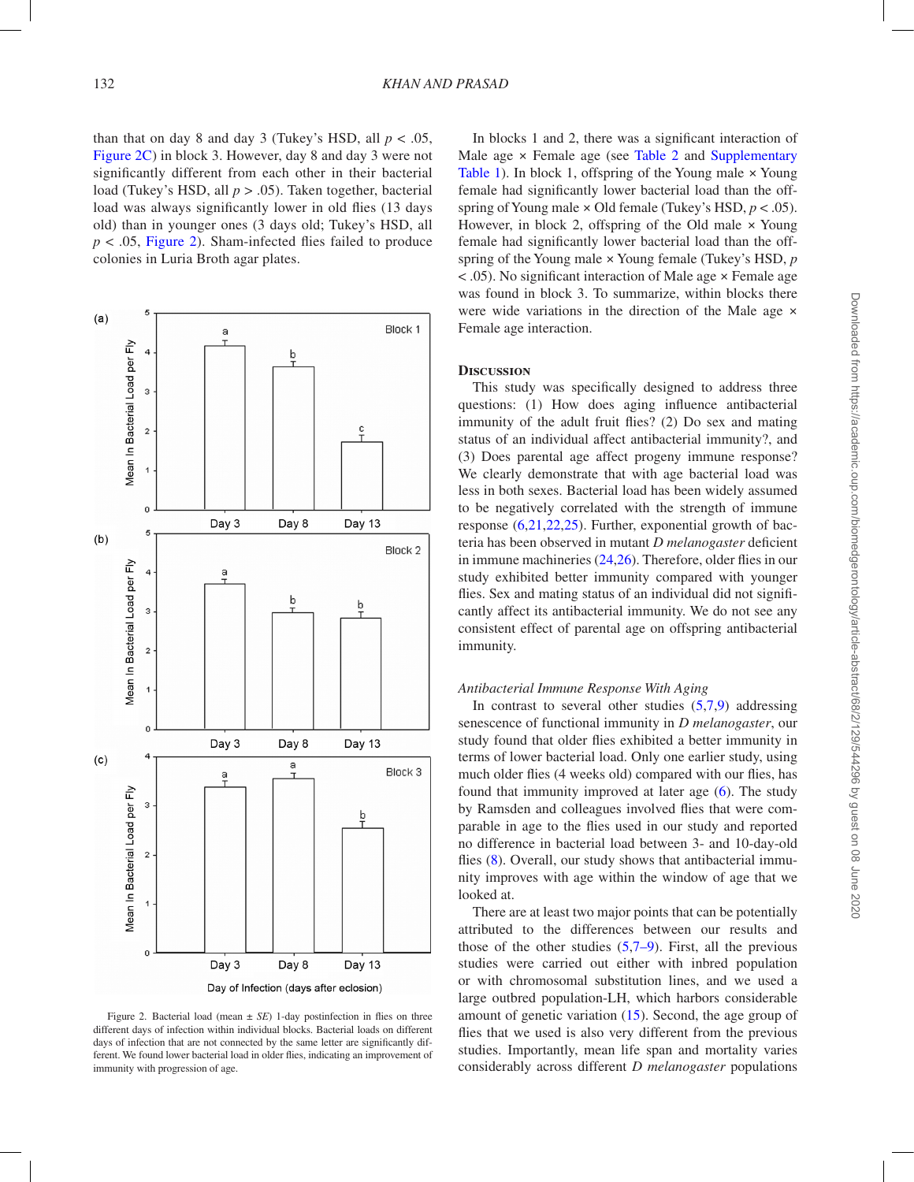than that on day 8 and day 3 (Tukey's HSD, all $p < .05$, Figure 2C) in block 3. However, day 8 and day 3 were not significantly different from each other in their bacterial load (Tukey's HSD, all $p > .05$). Taken together, bacterial load was always significantly lower in old flies (13 days old) than in younger ones (3 days old; Tukey's HSD, all $p < .05$, Figure 2). Sham-infected flies failed to produce colonies in Luria Broth agar plates.

Figure 2. Bacterial load (mean ± *SE*) 1-day postinfection in flies on three different days of infection within individual blocks. Bacterial loads on different days of infection that are not connected by the same letter are significantly different. We found lower bacterial load in older flies, indicating an improvement of immunity with progression of age.

In blocks 1 and 2, there was a significant interaction of Male age × Female age (see Table 2 and Supplementary Table 1). In block 1, offspring of the Young male × Young female had significantly lower bacterial load than the offspring of Young male × Old female (Tukey's HSD, $p < .05$). However, in block 2, offspring of the Old male × Young female had significantly lower bacterial load than the offspring of the Young male × Young female (Tukey's HSD, $p < .05$). No significant interaction of Male age × Female age was found in block 3. To summarize, within blocks there were wide variations in the direction of the Male age × Female age interaction.

## Discussion

This study was specifically designed to address three questions: (1) How does aging influence antibacterial immunity of the adult fruit flies? (2) Do sex and mating status of an individual affect antibacterial immunity?, and (3) Does parental age affect progeny immune response? We clearly demonstrate that with age bacterial load was less in both sexes. Bacterial load has been widely assumed to be negatively correlated with the strength of immune response (6,21,22,25). Further, exponential growth of bacteria has been observed in mutant *D melanogaster* deficient in immune machineries (24,26). Therefore, older flies in our study exhibited better immunity compared with younger flies. Sex and mating status of an individual did not significantly affect its antibacterial immunity. We do not see any consistent effect of parental age on offspring antibacterial immunity.

### *Antibacterial Immune Response With Aging*

In contrast to several other studies (5,7,9) addressing senescence of functional immunity in *D melanogaster*, our study found that older flies exhibited a better immunity in terms of lower bacterial load. Only one earlier study, using much older flies (4 weeks old) compared with our flies, has found that immunity improved at later age (6). The study by Ramsden and colleagues involved flies that were comparable in age to the flies used in our study and reported no difference in bacterial load between 3- and 10-day-old flies (8). Overall, our study shows that antibacterial immunity improves with age within the window of age that we looked at.

There are at least two major points that can be potentially attributed to the differences between our results and those of the other studies (5,7–9). First, all the previous studies were carried out either with inbred population or with chromosomal substitution lines, and we used a large outbred population-LH, which harbors considerable amount of genetic variation (15). Second, the age group of flies that we used is also very different from the previous studies. Importantly, mean life span and mortality varies considerably across different *D melanogaster* populations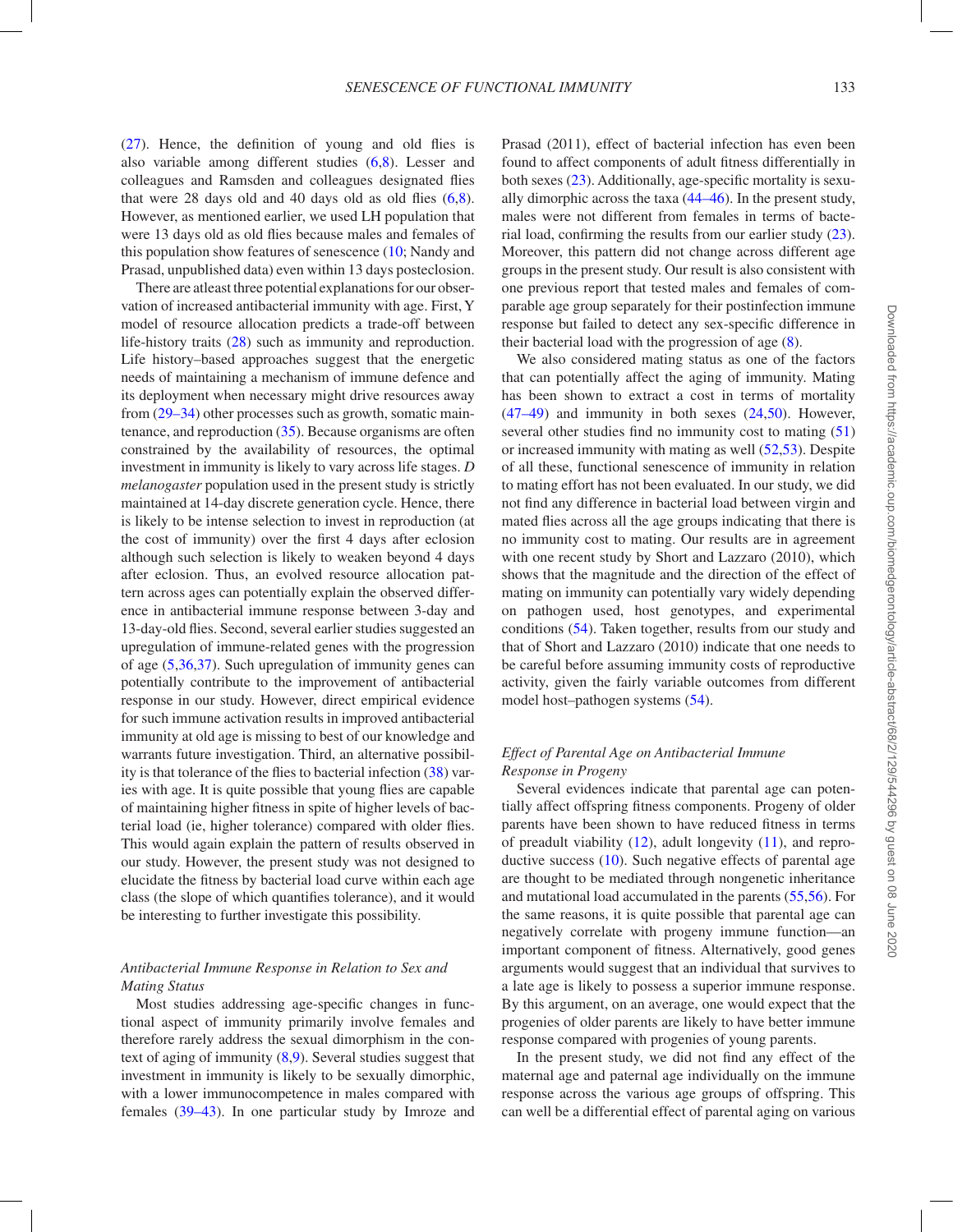(27). Hence, the definition of young and old flies is also variable among different studies (6,8). Lesser and colleagues and Ramsden and colleagues designated flies that were 28 days old and 40 days old as old flies (6,8). However, as mentioned earlier, we used LH population that were 13 days old as old flies because males and females of this population show features of senescence (10; Nandy and Prasad, unpublished data) even within 13 days posteclosion.

There are atleast three potential explanations for our observation of increased antibacterial immunity with age. First, Y model of resource allocation predicts a trade-off between life-history traits (28) such as immunity and reproduction. Life history–based approaches suggest that the energetic needs of maintaining a mechanism of immune defence and its deployment when necessary might drive resources away from (29–34) other processes such as growth, somatic maintenance, and reproduction (35). Because organisms are often constrained by the availability of resources, the optimal investment in immunity is likely to vary across life stages. *D melanogaster* population used in the present study is strictly maintained at 14-day discrete generation cycle. Hence, there is likely to be intense selection to invest in reproduction (at the cost of immunity) over the first 4 days after eclosion although such selection is likely to weaken beyond 4 days after eclosion. Thus, an evolved resource allocation pattern across ages can potentially explain the observed difference in antibacterial immune response between 3-day and 13-day-old flies. Second, several earlier studies suggested an upregulation of immune-related genes with the progression of age (5,36,37). Such upregulation of immunity genes can potentially contribute to the improvement of antibacterial response in our study. However, direct empirical evidence for such immune activation results in improved antibacterial immunity at old age is missing to best of our knowledge and warrants future investigation. Third, an alternative possibility is that tolerance of the flies to bacterial infection (38) varies with age. It is quite possible that young flies are capable of maintaining higher fitness in spite of higher levels of bacterial load (ie, higher tolerance) compared with older flies. This would again explain the pattern of results observed in our study. However, the present study was not designed to elucidate the fitness by bacterial load curve within each age class (the slope of which quantifies tolerance), and it would be interesting to further investigate this possibility.

### *Antibacterial Immune Response in Relation to Sex and Mating Status*

Most studies addressing age-specific changes in functional aspect of immunity primarily involve females and therefore rarely address the sexual dimorphism in the context of aging of immunity (8,9). Several studies suggest that investment in immunity is likely to be sexually dimorphic, with a lower immunocompetence in males compared with females (39–43). In one particular study by Imroze and Prasad (2011), effect of bacterial infection has even been found to affect components of adult fitness differentially in both sexes (23). Additionally, age-specific mortality is sexually dimorphic across the taxa (44–46). In the present study, males were not different from females in terms of bacterial load, confirming the results from our earlier study (23). Moreover, this pattern did not change across different age groups in the present study. Our result is also consistent with one previous report that tested males and females of comparable age group separately for their postinfection immune response but failed to detect any sex-specific difference in their bacterial load with the progression of age (8).

We also considered mating status as one of the factors that can potentially affect the aging of immunity. Mating has been shown to extract a cost in terms of mortality (47–49) and immunity in both sexes (24,50). However, several other studies find no immunity cost to mating (51) or increased immunity with mating as well (52,53). Despite of all these, functional senescence of immunity in relation to mating effort has not been evaluated. In our study, we did not find any difference in bacterial load between virgin and mated flies across all the age groups indicating that there is no immunity cost to mating. Our results are in agreement with one recent study by Short and Lazzaro (2010), which shows that the magnitude and the direction of the effect of mating on immunity can potentially vary widely depending on pathogen used, host genotypes, and experimental conditions (54). Taken together, results from our study and that of Short and Lazzaro (2010) indicate that one needs to be careful before assuming immunity costs of reproductive activity, given the fairly variable outcomes from different model host–pathogen systems (54).

### *Effect of Parental Age on Antibacterial Immune Response in Progeny*

Several evidences indicate that parental age can potentially affect offspring fitness components. Progeny of older parents have been shown to have reduced fitness in terms of preadult viability (12), adult longevity (11), and reproductive success (10). Such negative effects of parental age are thought to be mediated through nongenetic inheritance and mutational load accumulated in the parents (55,56). For the same reasons, it is quite possible that parental age can negatively correlate with progeny immune function—an important component of fitness. Alternatively, good genes arguments would suggest that an individual that survives to a late age is likely to possess a superior immune response. By this argument, on an average, one would expect that the progenies of older parents are likely to have better immune response compared with progenies of young parents.

In the present study, we did not find any effect of the maternal age and paternal age individually on the immune response across the various age groups of offspring. This can well be a differential effect of parental aging on various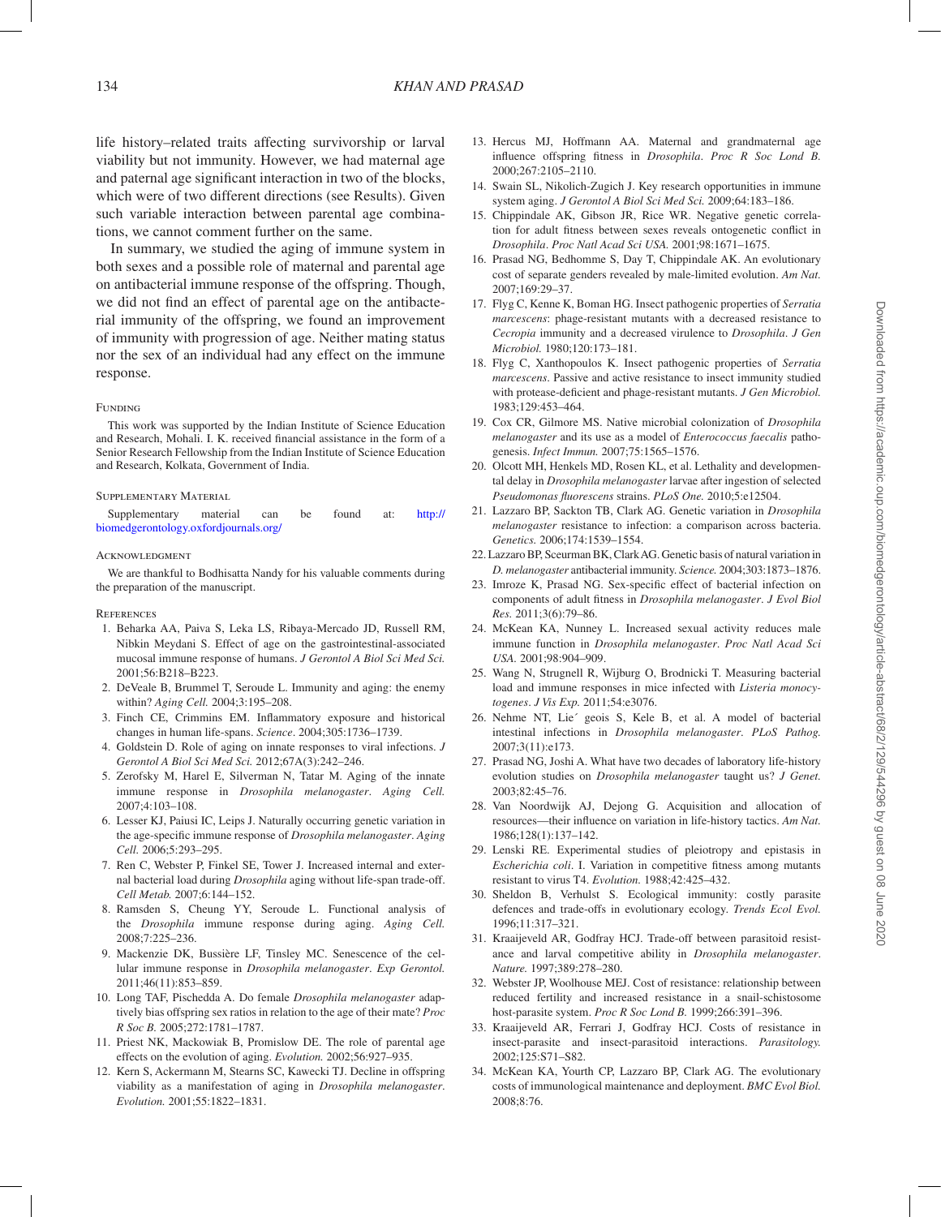life history–related traits affecting survivorship or larval viability but not immunity. However, we had maternal age and paternal age significant interaction in two of the blocks, which were of two different directions (see Results). Given such variable interaction between parental age combinations, we cannot comment further on the same.

In summary, we studied the aging of immune system in both sexes and a possible role of maternal and parental age on antibacterial immune response of the offspring. Though, we did not find an effect of parental age on the antibacterial immunity of the offspring, we found an improvement of immunity with progression of age. Neither mating status nor the sex of an individual had any effect on the immune response.

## Funding

This work was supported by the Indian Institute of Science Education and Research, Mohali. I. K. received financial assistance in the form of a Senior Research Fellowship from the Indian Institute of Science Education and Research, Kolkata, Government of India.

## Supplementary Material

Supplementary material can be found at: http://biomedgerontology.oxfordjournals.org/

## Acknowledgment

We are thankful to Bodhisatta Nandy for his valuable comments during the preparation of the manuscript.

## References

1. Beharka AA, Paiva S, Leka LS, Ribaya-Mercado JD, Russell RM, Nibkin Meydani S. Effect of age on the gastrointestinal-associated mucosal immune response of humans. *J Gerontol A Biol Sci Med Sci.* 2001;56:B218–B223.
2. DeVeale B, Brummel T, Seroude L. Immunity and aging: the enemy within? *Aging Cell.* 2004;3:195–208.
3. Finch CE, Crimmins EM. Inflammatory exposure and historical changes in human life-spans. *Science*. 2004;305:1736–1739.
4. Goldstein D. Role of aging on innate responses to viral infections. *J Gerontol A Biol Sci Med Sci.* 2012;67A(3):242–246.
5. Zerofsky M, Harel E, Silverman N, Tatar M. Aging of the innate immune response in *Drosophila melanogaster*. *Aging Cell.* 2007;4:103–108.
6. Lesser KJ, Paiusi IC, Leips J. Naturally occurring genetic variation in the age-specific immune response of *Drosophila melanogaster*. *Aging Cell.* 2006;5:293–295.
7. Ren C, Webster P, Finkel SE, Tower J. Increased internal and external bacterial load during *Drosophila* aging without life-span trade-off. *Cell Metab.* 2007;6:144–152.
8. Ramsden S, Cheung YY, Seroude L. Functional analysis of the *Drosophila* immune response during aging. *Aging Cell.* 2008;7:225–236.
9. Mackenzie DK, Bussière LF, Tinsley MC. Senescence of the cellular immune response in *Drosophila melanogaster*. *Exp Gerontol.* 2011;46(11):853–859.
10. Long TAF, Pischedda A. Do female *Drosophila melanogaster* adaptively bias offspring sex ratios in relation to the age of their mate? *Proc R Soc B.* 2005;272:1781–1787.
11. Priest NK, Mackowiak B, Promislow DE. The role of parental age effects on the evolution of aging. *Evolution.* 2002;56:927–935.
12. Kern S, Ackermann M, Stearns SC, Kawecki TJ. Decline in offspring viability as a manifestation of aging in *Drosophila melanogaster*. *Evolution.* 2001;55:1822–1831.
13. Hercus MJ, Hoffmann AA. Maternal and grandmaternal age influence offspring fitness in *Drosophila*. *Proc R Soc Lond B.* 2000;267:2105–2110.
14. Swain SL, Nikolich-Zugich J. Key research opportunities in immune system aging. *J Gerontol A Biol Sci Med Sci.* 2009;64:183–186.
15. Chippindale AK, Gibson JR, Rice WR. Negative genetic correlation for adult fitness between sexes reveals ontogenetic conflict in *Drosophila*. *Proc Natl Acad Sci USA.* 2001;98:1671–1675.
16. Prasad NG, Bedhomme S, Day T, Chippindale AK. An evolutionary cost of separate genders revealed by male-limited evolution. *Am Nat.* 2007;169:29–37.
17. Flyg C, Kenne K, Boman HG. Insect pathogenic properties of *Serratia marcescens*: phage-resistant mutants with a decreased resistance to *Cecropia* immunity and a decreased virulence to *Drosophila*. *J Gen Microbiol.* 1980;120:173–181.
18. Flyg C, Xanthopoulos K. Insect pathogenic properties of *Serratia marcescens*. Passive and active resistance to insect immunity studied with protease-deficient and phage-resistant mutants. *J Gen Microbiol.* 1983;129:453–464.
19. Cox CR, Gilmore MS. Native microbial colonization of *Drosophila melanogaster* and its use as a model of *Enterococcus faecalis* pathogenesis. *Infect Immun.* 2007;75:1565–1576.
20. Olcott MH, Henkels MD, Rosen KL, et al. Lethality and developmental delay in *Drosophila melanogaster* larvae after ingestion of selected *Pseudomonas fluorescens* strains. *PLoS One.* 2010;5:e12504.
21. Lazzaro BP, Sackton TB, Clark AG. Genetic variation in *Drosophila melanogaster* resistance to infection: a comparison across bacteria. *Genetics.* 2006;174:1539–1554.
22. Lazzaro BP, Sceurman BK, Clark AG. Genetic basis of natural variation in *D. melanogaster* antibacterial immunity. *Science.* 2004;303:1873–1876.
23. Imroze K, Prasad NG. Sex-specific effect of bacterial infection on components of adult fitness in *Drosophila melanogaster*. *J Evol Biol Res.* 2011;3(6):79–86.
24. McKean KA, Nunney L. Increased sexual activity reduces male immune function in *Drosophila melanogaster*. *Proc Natl Acad Sci USA.* 2001;98:904–909.
25. Wang N, Strugnell R, Wijburg O, Brodnicki T. Measuring bacterial load and immune responses in mice infected with *Listeria monocytogenes*. *J Vis Exp.* 2011;54:e3076.
26. Nehme NT, Lie´ geois S, Kele B, et al. A model of bacterial intestinal infections in *Drosophila melanogaster*. *PLoS Pathog.* 2007;3(11):e173.
27. Prasad NG, Joshi A. What have two decades of laboratory life-history evolution studies on *Drosophila melanogaster* taught us? *J Genet.* 2003;82:45–76.
28. Van Noordwijk AJ, Dejong G. Acquisition and allocation of resources—their influence on variation in life-history tactics. *Am Nat.* 1986;128(1):137–142.
29. Lenski RE. Experimental studies of pleiotropy and epistasis in *Escherichia coli*. I. Variation in competitive fitness among mutants resistant to virus T4. *Evolution.* 1988;42:425–432.
30. Sheldon B, Verhulst S. Ecological immunity: costly parasite defences and trade-offs in evolutionary ecology. *Trends Ecol Evol.* 1996;11:317–321.
31. Kraaijeveld AR, Godfray HCJ. Trade-off between parasitoid resistance and larval competitive ability in *Drosophila melanogaster*. *Nature.* 1997;389:278–280.
32. Webster JP, Woolhouse MEJ. Cost of resistance: relationship between reduced fertility and increased resistance in a snail-schistosome host-parasite system. *Proc R Soc Lond B.* 1999;266:391–396.
33. Kraaijeveld AR, Ferrari J, Godfray HCJ. Costs of resistance in insect-parasite and insect-parasitoid interactions. *Parasitology.* 2002;125:S71–S82.
34. McKean KA, Yourth CP, Lazzaro BP, Clark AG. The evolutionary costs of immunological maintenance and deployment. *BMC Evol Biol.* 2008;8:76.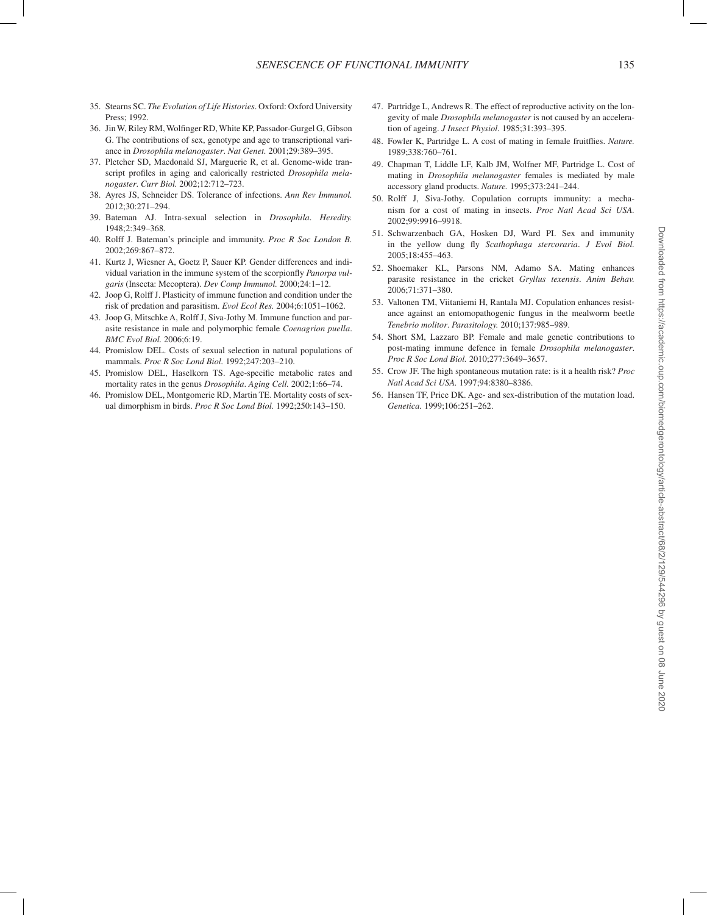35. Stearns SC. *The Evolution of Life Histories*. Oxford: Oxford University Press; 1992.
36. Jin W, Riley RM, Wolfinger RD, White KP, Passador-Gurgel G, Gibson G. The contributions of sex, genotype and age to transcriptional variance in *Drosophila melanogaster*. *Nat Genet.* 2001;29:389–395.
37. Pletcher SD, Macdonald SJ, Marguerie R, et al. Genome-wide transcript profiles in aging and calorically restricted *Drosophila melanogaster*. *Curr Biol.* 2002;12:712–723.
38. Ayres JS, Schneider DS. Tolerance of infections. *Ann Rev Immunol.* 2012;30:271–294.
39. Bateman AJ. Intra-sexual selection in *Drosophila*. *Heredity.* 1948;2:349–368.
40. Rolff J. Bateman's principle and immunity. *Proc R Soc London B.* 2002;269:867–872.
41. Kurtz J, Wiesner A, Goetz P, Sauer KP. Gender differences and individual variation in the immune system of the scorpionfly *Panorpa vulgaris* (Insecta: Mecoptera). *Dev Comp Immunol.* 2000;24:1–12.
42. Joop G, Rolff J. Plasticity of immune function and condition under the risk of predation and parasitism. *Evol Ecol Res.* 2004;6:1051–1062.
43. Joop G, Mitschke A, Rolff J, Siva-Jothy M. Immune function and parasite resistance in male and polymorphic female *Coenagrion puella*. *BMC Evol Biol.* 2006;6:19.
44. Promislow DEL. Costs of sexual selection in natural populations of mammals. *Proc R Soc Lond Biol.* 1992;247:203–210.
45. Promislow DEL, Haselkorn TS. Age-specific metabolic rates and mortality rates in the genus *Drosophila*. *Aging Cell.* 2002;1:66–74.
46. Promislow DEL, Montgomerie RD, Martin TE. Mortality costs of sexual dimorphism in birds. *Proc R Soc Lond Biol.* 1992;250:143–150.
47. Partridge L, Andrews R. The effect of reproductive activity on the longevity of male *Drosophila melanogaster* is not caused by an acceleration of ageing. *J Insect Physiol.* 1985;31:393–395.
48. Fowler K, Partridge L. A cost of mating in female fruitflies. *Nature.* 1989;338:760–761.
49. Chapman T, Liddle LF, Kalb JM, Wolfner MF, Partridge L. Cost of mating in *Drosophila melanogaster* females is mediated by male accessory gland products. *Nature.* 1995;373:241–244.
50. Rolff J, Siva-Jothy. Copulation corrupts immunity: a mechanism for a cost of mating in insects. *Proc Natl Acad Sci USA.* 2002;99:9916–9918.
51. Schwarzenbach GA, Hosken DJ, Ward PI. Sex and immunity in the yellow dung fly *Scathophaga stercoraria*. *J Evol Biol.* 2005;18:455–463.
52. Shoemaker KL, Parsons NM, Adamo SA. Mating enhances parasite resistance in the cricket *Gryllus texensis*. *Anim Behav.* 2006;71:371–380.
53. Valtonen TM, Viitaniemi H, Rantala MJ. Copulation enhances resistance against an entomopathogenic fungus in the mealworm beetle *Tenebrio molitor*. *Parasitology.* 2010;137:985–989.
54. Short SM, Lazzaro BP. Female and male genetic contributions to post-mating immune defence in female *Drosophila melanogaster*. *Proc R Soc Lond Biol.* 2010;277:3649–3657.
55. Crow JF. The high spontaneous mutation rate: is it a health risk? *Proc Natl Acad Sci USA.* 1997;94:8380–8386.
56. Hansen TF, Price DK. Age- and sex-distribution of the mutation load. *Genetica.* 1999;106:251–262.